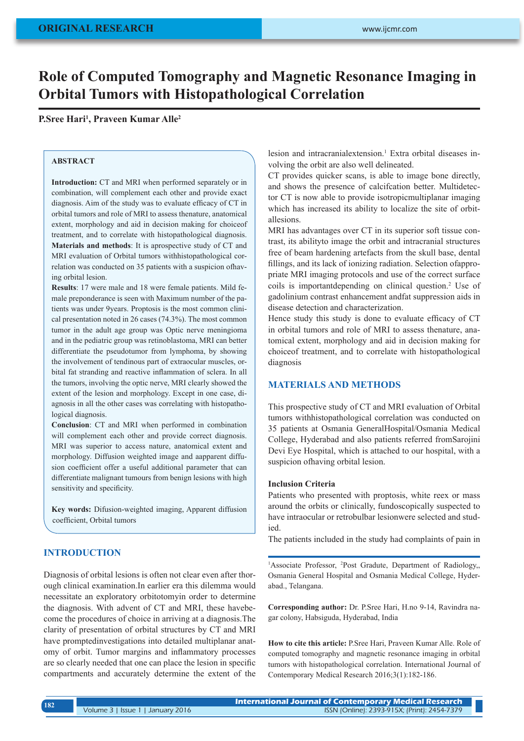ORIGINAL RESEARCH

# Role of Computed Tomography and Magnetic Resonance Imaging in Orbital Tumors with Histopathological Correlation

**P.Sree Hari[1], Praveen Kumar Alle[2]**

## ABSTRACT

**Introduction:** CT and MRI when performed separately or in combination, will complement each other and provide exact diagnosis. Aim of the study was to evaluate efficacy of CT in orbital tumors and role of MRI to assess thenature, anatomical extent, morphology and aid in decision making for choiceof treatment, and to correlate with histopathological diagnosis.

**Materials and methods**: It is aprospective study of CT and MRI evaluation of Orbital tumors withhistopathological correlation was conducted on 35 patients with a suspicion ofhaving orbital lesion.

**Results**: 17 were male and 18 were female patients. Mild female preponderance is seen with Maximum number of the patients was under 9years. Proptosis is the most common clinical presentation noted in 26 cases (74.3%). The most common tumor in the adult age group was Optic nerve meningioma and in the pediatric group was retinoblastoma, MRI can better differentiate the pseudotumor from lymphoma, by showing the involvement of tendinous part of extraocular muscles, orbital fat stranding and reactive inflammation of sclera. In all the tumors, involving the optic nerve, MRI clearly showed the extent of the lesion and morphology. Except in one case, diagnosis in all the other cases was correlating with histopathological diagnosis.

**Conclusion**: CT and MRI when performed in combination will complement each other and provide correct diagnosis. MRI was superior to access nature, anatomical extent and morphology. Diffusion weighted image and aapparent diffusion coefficient offer a useful additional parameter that can differentiate malignant tumours from benign lesions with high sensitivity and specificity.

**Key words:** Difusion-weighted imaging, Apparent diffusion coefficient, Orbital tumors

## INTRODUCTION

Diagnosis of orbital lesions is often not clear even after thorough clinical examination.In earlier era this dilemma would necessitate an exploratory orbitotomyin order to determine the diagnosis. With advent of CT and MRI, these havebecome the procedures of choice in arriving at a diagnosis.The clarity of presentation of orbital structures by CT and MRI have promptedinvestigations into detailed multiplanar anatomy of orbit. Tumor margins and inflammatory processes are so clearly needed that one can place the lesion in specific compartments and accurately determine the extent of the lesion and intracranialextension.[1] Extra orbital diseases involving the orbit are also well delineated.

CT provides quicker scans, is able to image bone directly, and shows the presence of calcifcation better. Multidetector CT is now able to provide isotropicmultiplanar imaging which has increased its ability to localize the site of orbitallesions.

MRI has advantages over CT in its superior soft tissue contrast, its abilityto image the orbit and intracranial structures free of beam hardening artefacts from the skull base, dental fillings, and its lack of ionizing radiation. Selection ofappropriate MRI imaging protocols and use of the correct surface coils is importantdepending on clinical question.[2] Use of gadolinium contrast enhancement andfat suppression aids in disease detection and characterization.

Hence study this study is done to evaluate efficacy of CT in orbital tumors and role of MRI to assess thenature, anatomical extent, morphology and aid in decision making for choiceof treatment, and to correlate with histopathological diagnosis

## MATERIALS AND METHODS

This prospective study of CT and MRI evaluation of Orbital tumors withhistopathological correlation was conducted on 35 patients at Osmania GeneralHospital/Osmania Medical College, Hyderabad and also patients referred fromSarojini Devi Eye Hospital, which is attached to our hospital, with a suspicion ofhaving orbital lesion.

### Inclusion Criteria

Patients who presented with proptosis, white reex or mass around the orbits or clinically, fundoscopically suspected to have intraocular or retrobulbar lesionwere selected and studied.

The patients included in the study had complaints of pain in

---

[1]Associate Professor, [2]Post Gradute, Department of Radiology,, Osmania General Hospital and Osmania Medical College, Hyderabad., Telangana.

**Corresponding author:** Dr. P.Sree Hari, H.no 9-14, Ravindra nagar colony, Habsiguda, Hyderabad, India

**How to cite this article:** P.Sree Hari, Praveen Kumar Alle. Role of computed tomography and magnetic resonance imaging in orbital tumors with histopathological correlation. International Journal of Contemporary Medical Research 2016;3(1):182-186.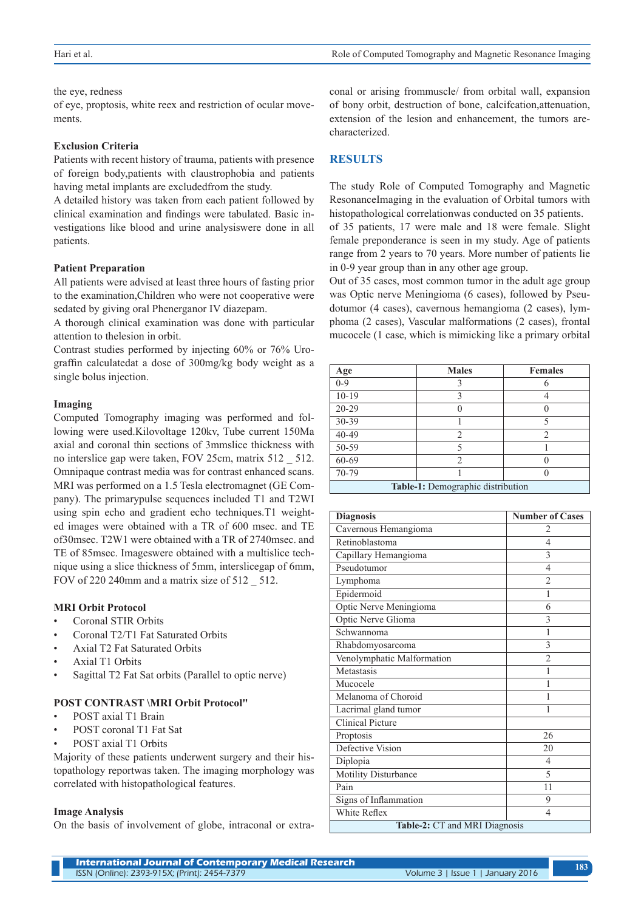the eye, redness
of eye, proptosis, white reex and restriction of ocular movements.

### Exclusion Criteria

Patients with recent history of trauma, patients with presence of foreign body,patients with claustrophobia and patients having metal implants are excludedfrom the study.
A detailed history was taken from each patient followed by clinical examination and findings were tabulated. Basic investigations like blood and urine analysiswere done in all patients.

### Patient Preparation

All patients were advised at least three hours of fasting prior to the examination,Children who were not cooperative were sedated by giving oral Phenerganor IV diazepam.
A thorough clinical examination was done with particular attention to thelesion in orbit.
Contrast studies performed by injecting 60% or 76% Urograffin calculatedat a dose of 300mg/kg body weight as a single bolus injection.

### Imaging

Computed Tomography imaging was performed and following were used.Kilovoltage 120kv, Tube current 150Ma axial and coronal thin sections of 3mmslice thickness with no interslice gap were taken, FOV 25cm, matrix 512 _ 512. Omnipaque contrast media was for contrast enhanced scans. MRI was performed on a 1.5 Tesla electromagnet (GE Company). The primarypulse sequences included T1 and T2WI using spin echo and gradient echo techniques.T1 weighted images were obtained with a TR of 600 msec. and TE of30msec. T2W1 were obtained with a TR of 2740msec. and TE of 85msec. Imageswere obtained with a multislice technique using a slice thickness of 5mm, interslicegap of 6mm, FOV of 220 240mm and a matrix size of 512 _ 512.

### MRI Orbit Protocol

- Coronal STIR Orbits
- Coronal T2/T1 Fat Saturated Orbits
- Axial T2 Fat Saturated Orbits
- Axial T1 Orbits
- Sagittal T2 Fat Sat orbits (Parallel to optic nerve)

### POST CONTRAST \MRI Orbit Protocol"

- POST axial T1 Brain
- POST coronal T1 Fat Sat
- POST axial T1 Orbits

Majority of these patients underwent surgery and their histopathology reportwas taken. The imaging morphology was correlated with histopathological features.

### Image Analysis

On the basis of involvement of globe, intraconal or extraconal or arising frommuscle/ from orbital wall, expansion of bony orbit, destruction of bone, calcifcation,attenuation, extension of the lesion and enhancement, the tumors arecharacterized.

## RESULTS

The study Role of Computed Tomography and Magnetic ResonanceImaging in the evaluation of Orbital tumors with histopathological correlationwas conducted on 35 patients.
of 35 patients, 17 were male and 18 were female. Slight female preponderance is seen in my study. Age of patients range from 2 years to 70 years. More number of patients lie in 0-9 year group than in any other age group.
Out of 35 cases, most common tumor in the adult age group was Optic nerve Meningioma (6 cases), followed by Pseudotumor (4 cases), cavernous hemangioma (2 cases), lymphoma (2 cases), Vascular malformations (2 cases), frontal mucocele (1 case, which is mimicking like a primary orbital

| Age | Males | Females |
|---|---|---|
| 0-9 | 3 | 6 |
| 10-19 | 3 | 4 |
| 20-29 | 0 | 0 |
| 30-39 | 1 | 5 |
| 40-49 | 2 | 2 |
| 50-59 | 5 | 1 |
| 60-69 | 2 | 0 |
| 70-79 | 1 | 0 |

**Table-1:** Demographic distribution

| Diagnosis | Number of Cases |
|---|---|
| Cavernous Hemangioma | 2 |
| Retinoblastoma | 4 |
| Capillary Hemangioma | 3 |
| Pseudotumor | 4 |
| Lymphoma | 2 |
| Epidermoid | 1 |
| Optic Nerve Meningioma | 6 |
| Optic Nerve Glioma | 3 |
| Schwannoma | 1 |
| Rhabdomyosarcoma | 3 |
| Venolymphatic Malformation | 2 |
| Metastasis | 1 |
| Mucocele | 1 |
| Melanoma of Choroid | 1 |
| Lacrimal gland tumor | 1 |
| Clinical Picture | |
| Proptosis | 26 |
| Defective Vision | 20 |
| Diplopia | 4 |
| Motility Disturbance | 5 |
| Pain | 11 |
| Signs of Inflammation | 9 |
| White Reflex | 4 |

**Table-2:** CT and MRI Diagnosis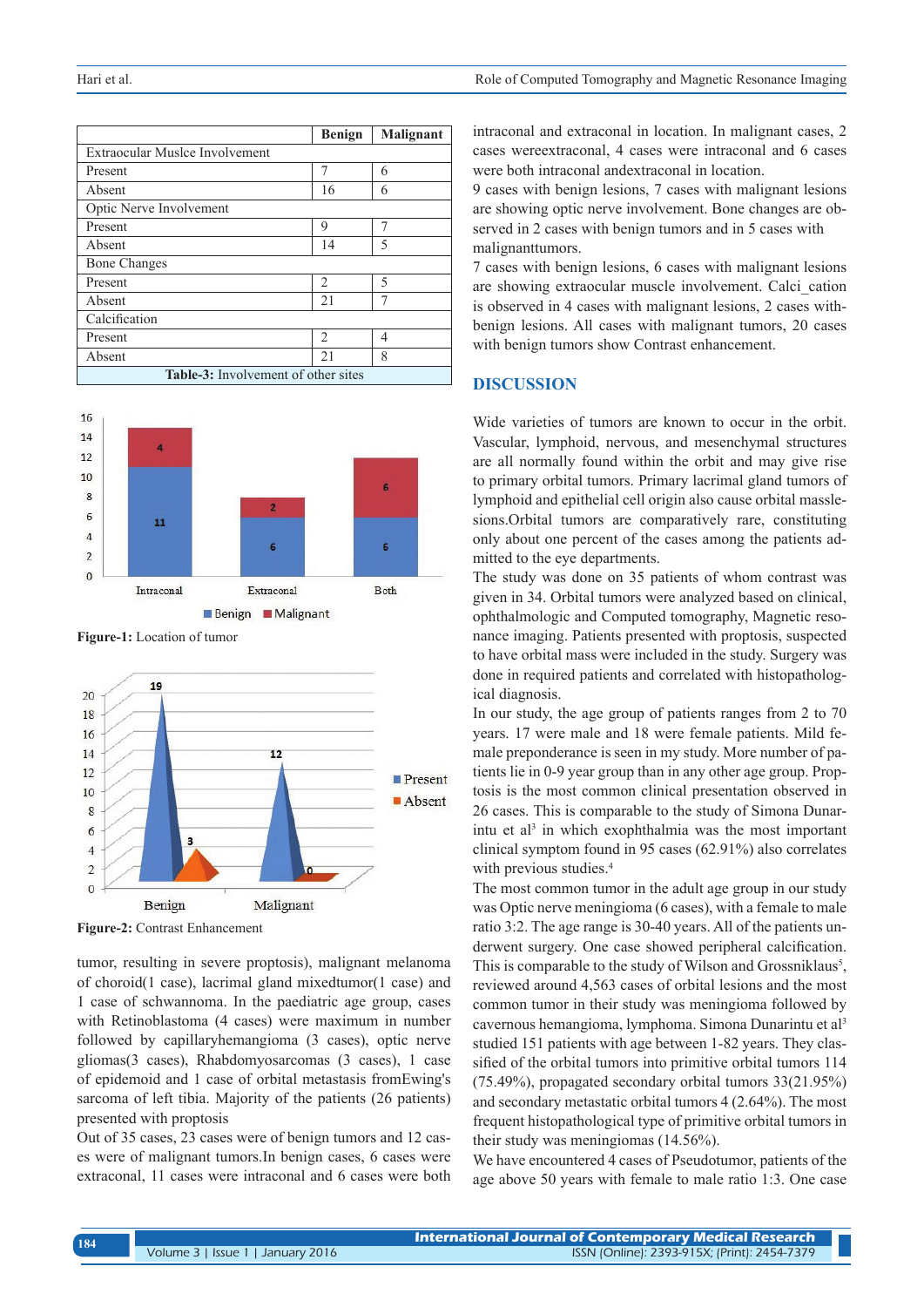|  | Benign | Malignant |
|---|---|---|
| Extraocular Muslce Involvement | | |
| Present | 7 | 6 |
| Absent | 16 | 6 |
| Optic Nerve Involvement | | |
| Present | 9 | 7 |
| Absent | 14 | 5 |
| Bone Changes | | |
| Present | 2 | 5 |
| Absent | 21 | 7 |
| Calcification | | |
| Present | 2 | 4 |
| Absent | 21 | 8 |

**Table-3:** Involvement of other sites

**Figure-1:** Location of tumor

**Figure-2:** Contrast Enhancement

tumor, resulting in severe proptosis), malignant melanoma of choroid(1 case), lacrimal gland mixedtumor(1 case) and 1 case of schwannoma. In the paediatric age group, cases with Retinoblastoma (4 cases) were maximum in number followed by capillaryhemangioma (3 cases), optic nerve gliomas(3 cases), Rhabdomyosarcomas (3 cases), 1 case of epidemoid and 1 case of orbital metastasis fromEwing's sarcoma of left tibia. Majority of the patients (26 patients) presented with proptosis

Out of 35 cases, 23 cases were of benign tumors and 12 cases were of malignant tumors.In benign cases, 6 cases were extraconal, 11 cases were intraconal and 6 cases were both intraconal and extraconal in location. In malignant cases, 2 cases wereextraconal, 4 cases were intraconal and 6 cases were both intraconal andextraconal in location.

9 cases with benign lesions, 7 cases with malignant lesions are showing optic nerve involvement. Bone changes are observed in 2 cases with benign tumors and in 5 cases with malignanttumors.

7 cases with benign lesions, 6 cases with malignant lesions are showing extraocular muscle involvement. Calci_cation is observed in 4 cases with malignant lesions, 2 cases withbenign lesions. All cases with malignant tumors, 20 cases with benign tumors show Contrast enhancement.

## DISCUSSION

Wide varieties of tumors are known to occur in the orbit. Vascular, lymphoid, nervous, and mesenchymal structures are all normally found within the orbit and may give rise to primary orbital tumors. Primary lacrimal gland tumors of lymphoid and epithelial cell origin also cause orbital masslesions.Orbital tumors are comparatively rare, constituting only about one percent of the cases among the patients admitted to the eye departments.

The study was done on 35 patients of whom contrast was given in 34. Orbital tumors were analyzed based on clinical, ophthalmologic and Computed tomography, Magnetic resonance imaging. Patients presented with proptosis, suspected to have orbital mass were included in the study. Surgery was done in required patients and correlated with histopathological diagnosis.

In our study, the age group of patients ranges from 2 to 70 years. 17 were male and 18 were female patients. Mild female preponderance is seen in my study. More number of patients lie in 0-9 year group than in any other age group. Proptosis is the most common clinical presentation observed in 26 cases. This is comparable to the study of Simona Dunarintu et al[3] in which exophthalmia was the most important clinical symptom found in 95 cases (62.91%) also correlates with previous studies.[4]

The most common tumor in the adult age group in our study was Optic nerve meningioma (6 cases), with a female to male ratio 3:2. The age range is 30-40 years. All of the patients underwent surgery. One case showed peripheral calcification. This is comparable to the study of Wilson and Grossniklaus[5], reviewed around 4,563 cases of orbital lesions and the most common tumor in their study was meningioma followed by cavernous hemangioma, lymphoma. Simona Dunarintu et al[3] studied 151 patients with age between 1-82 years. They classified of the orbital tumors into primitive orbital tumors 114 (75.49%), propagated secondary orbital tumors 33(21.95%) and secondary metastatic orbital tumors 4 (2.64%). The most frequent histopathological type of primitive orbital tumors in their study was meningiomas (14.56%).

We have encountered 4 cases of Pseudotumor, patients of the age above 50 years with female to male ratio 1:3. One case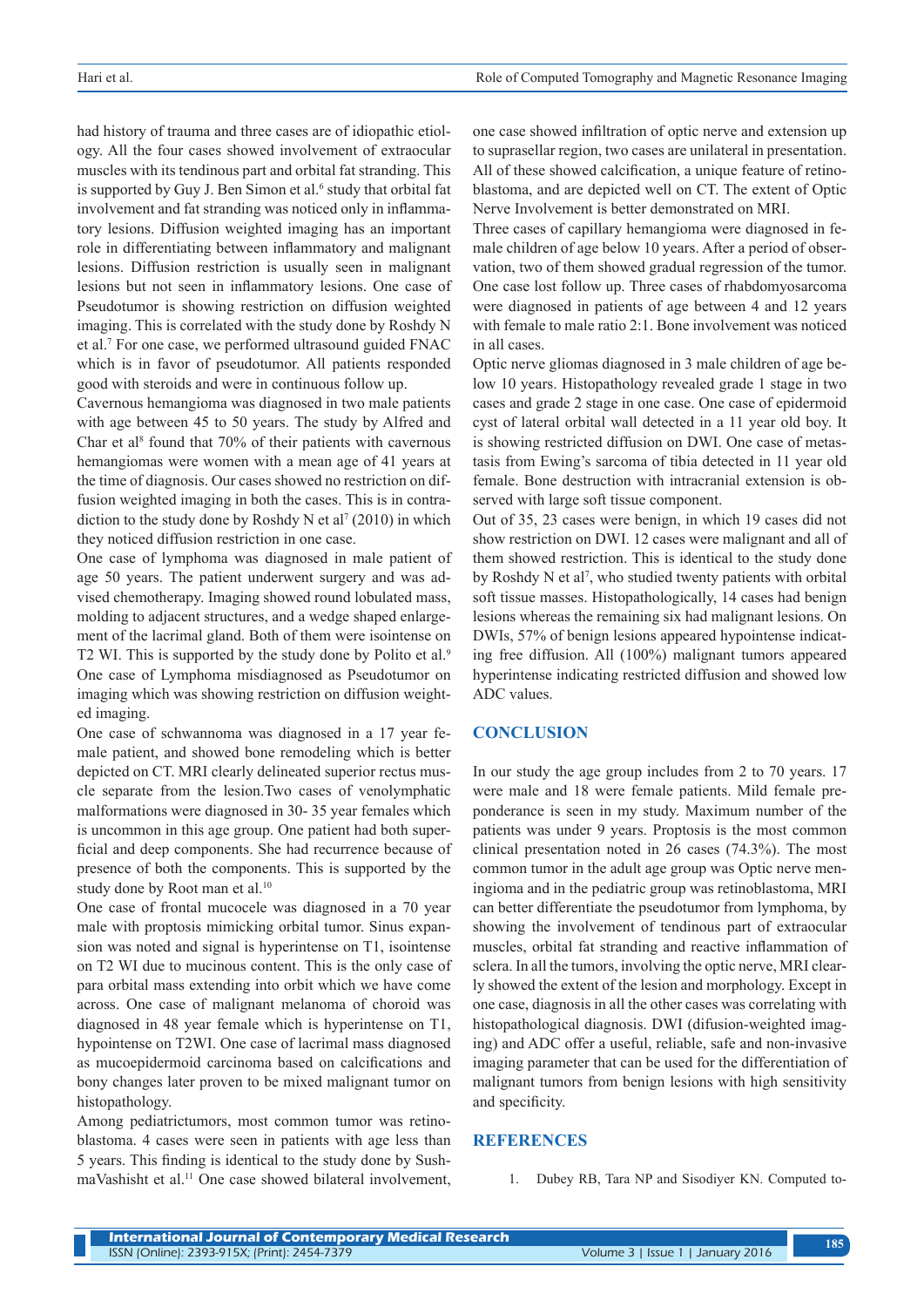had history of trauma and three cases are of idiopathic etiology. All the four cases showed involvement of extraocular muscles with its tendinous part and orbital fat stranding. This is supported by Guy J. Ben Simon et al.[6] study that orbital fat involvement and fat stranding was noticed only in inflammatory lesions. Diffusion weighted imaging has an important role in differentiating between inflammatory and malignant lesions. Diffusion restriction is usually seen in malignant lesions but not seen in inflammatory lesions. One case of Pseudotumor is showing restriction on diffusion weighted imaging. This is correlated with the study done by Roshdy N et al.[7] For one case, we performed ultrasound guided FNAC which is in favor of pseudotumor. All patients responded good with steroids and were in continuous follow up.

Cavernous hemangioma was diagnosed in two male patients with age between 45 to 50 years. The study by Alfred and Char et al[8] found that 70% of their patients with cavernous hemangiomas were women with a mean age of 41 years at the time of diagnosis. Our cases showed no restriction on diffusion weighted imaging in both the cases. This is in contradiction to the study done by Roshdy N et al[7] (2010) in which they noticed diffusion restriction in one case.

One case of lymphoma was diagnosed in male patient of age 50 years. The patient underwent surgery and was advised chemotherapy. Imaging showed round lobulated mass, molding to adjacent structures, and a wedge shaped enlargement of the lacrimal gland. Both of them were isointense on T2 WI. This is supported by the study done by Polito et al.[9] One case of Lymphoma misdiagnosed as Pseudotumor on imaging which was showing restriction on diffusion weighted imaging.

One case of schwannoma was diagnosed in a 17 year female patient, and showed bone remodeling which is better depicted on CT. MRI clearly delineated superior rectus muscle separate from the lesion.Two cases of venolymphatic malformations were diagnosed in 30- 35 year females which is uncommon in this age group. One patient had both superficial and deep components. She had recurrence because of presence of both the components. This is supported by the study done by Root man et al.[10]

One case of frontal mucocele was diagnosed in a 70 year male with proptosis mimicking orbital tumor. Sinus expansion was noted and signal is hyperintense on T1, isointense on T2 WI due to mucinous content. This is the only case of para orbital mass extending into orbit which we have come across. One case of malignant melanoma of choroid was diagnosed in 48 year female which is hyperintense on T1, hypointense on T2WI. One case of lacrimal mass diagnosed as mucoepidermoid carcinoma based on calcifications and bony changes later proven to be mixed malignant tumor on histopathology.

Among pediatrictumors, most common tumor was retinoblastoma. 4 cases were seen in patients with age less than 5 years. This finding is identical to the study done by SushmaVashisht et al.[11] One case showed bilateral involvement, one case showed infiltration of optic nerve and extension up to suprasellar region, two cases are unilateral in presentation. All of these showed calcification, a unique feature of retinoblastoma, and are depicted well on CT. The extent of Optic Nerve Involvement is better demonstrated on MRI.

Three cases of capillary hemangioma were diagnosed in female children of age below 10 years. After a period of observation, two of them showed gradual regression of the tumor. One case lost follow up. Three cases of rhabdomyosarcoma were diagnosed in patients of age between 4 and 12 years with female to male ratio 2:1. Bone involvement was noticed in all cases.

Optic nerve gliomas diagnosed in 3 male children of age below 10 years. Histopathology revealed grade 1 stage in two cases and grade 2 stage in one case. One case of epidermoid cyst of lateral orbital wall detected in a 11 year old boy. It is showing restricted diffusion on DWI. One case of metastasis from Ewing's sarcoma of tibia detected in 11 year old female. Bone destruction with intracranial extension is observed with large soft tissue component.

Out of 35, 23 cases were benign, in which 19 cases did not show restriction on DWI. 12 cases were malignant and all of them showed restriction. This is identical to the study done by Roshdy N et al[7], who studied twenty patients with orbital soft tissue masses. Histopathologically, 14 cases had benign lesions whereas the remaining six had malignant lesions. On DWIs, 57% of benign lesions appeared hypointense indicating free diffusion. All (100%) malignant tumors appeared hyperintense indicating restricted diffusion and showed low ADC values.

## CONCLUSION

In our study the age group includes from 2 to 70 years. 17 were male and 18 were female patients. Mild female preponderance is seen in my study. Maximum number of the patients was under 9 years. Proptosis is the most common clinical presentation noted in 26 cases (74.3%). The most common tumor in the adult age group was Optic nerve meningioma and in the pediatric group was retinoblastoma, MRI can better differentiate the pseudotumor from lymphoma, by showing the involvement of tendinous part of extraocular muscles, orbital fat stranding and reactive inflammation of sclera. In all the tumors, involving the optic nerve, MRI clearly showed the extent of the lesion and morphology. Except in one case, diagnosis in all the other cases was correlating with histopathological diagnosis. DWI (difusion-weighted imaging) and ADC offer a useful, reliable, safe and non-invasive imaging parameter that can be used for the differentiation of malignant tumors from benign lesions with high sensitivity and specificity.

## REFERENCES

1. Dubey RB, Tara NP and Sisodiyer KN. Computed to-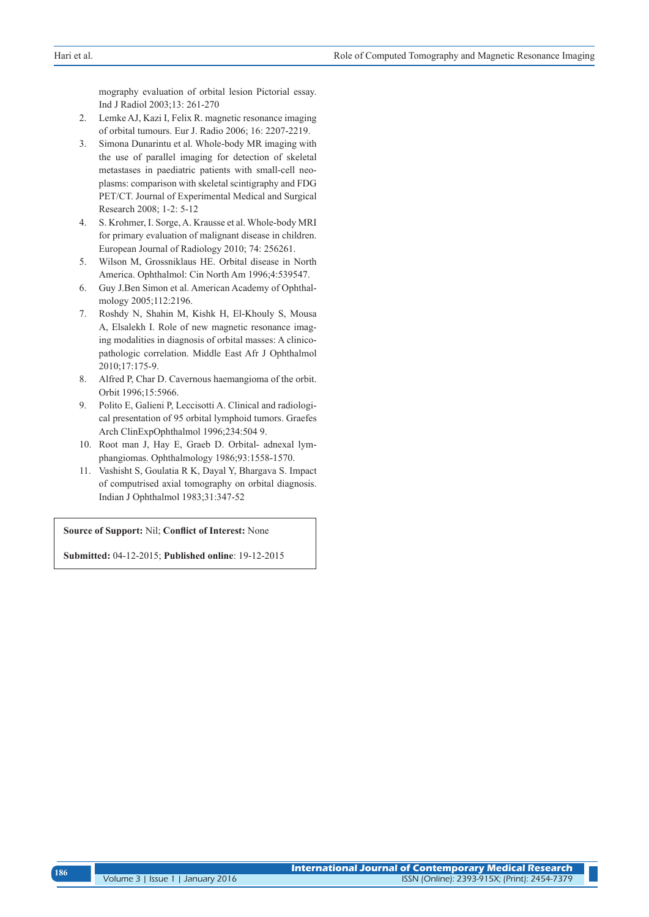mography evaluation of orbital lesion Pictorial essay. Ind J Radiol 2003;13: 261-270

2. Lemke AJ, Kazi I, Felix R. magnetic resonance imaging of orbital tumours. Eur J. Radio 2006; 16: 2207-2219.
3. Simona Dunarintu et al. Whole-body MR imaging with the use of parallel imaging for detection of skeletal metastases in paediatric patients with small-cell neoplasms: comparison with skeletal scintigraphy and FDG PET/CT. Journal of Experimental Medical and Surgical Research 2008; 1-2: 5-12
4. S. Krohmer, I. Sorge, A. Krausse et al. Whole-body MRI for primary evaluation of malignant disease in children. European Journal of Radiology 2010; 74: 256261.
5. Wilson M, Grossniklaus HE. Orbital disease in North America. Ophthalmol: Cin North Am 1996;4:539547.
6. Guy J.Ben Simon et al. American Academy of Ophthalmology 2005;112:2196.
7. Roshdy N, Shahin M, Kishk H, El-Khouly S, Mousa A, Elsalekh I. Role of new magnetic resonance imaging modalities in diagnosis of orbital masses: A clinicopathologic correlation. Middle East Afr J Ophthalmol 2010;17:175-9.
8. Alfred P, Char D. Cavernous haemangioma of the orbit. Orbit 1996;15:5966.
9. Polito E, Galieni P, Leccisotti A. Clinical and radiological presentation of 95 orbital lymphoid tumors. Graefes Arch ClinExpOphthalmol 1996;234:504 9.
10. Root man J, Hay E, Graeb D. Orbital- adnexal lymphangiomas. Ophthalmology 1986;93:1558-1570.
11. Vashisht S, Goulatia R K, Dayal Y, Bhargava S. Impact of computrised axial tomography on orbital diagnosis. Indian J Ophthalmol 1983;31:347-52

**Source of Support:** Nil; **Conflict of Interest:** None

**Submitted:** 04-12-2015; **Published online**: 19-12-2015